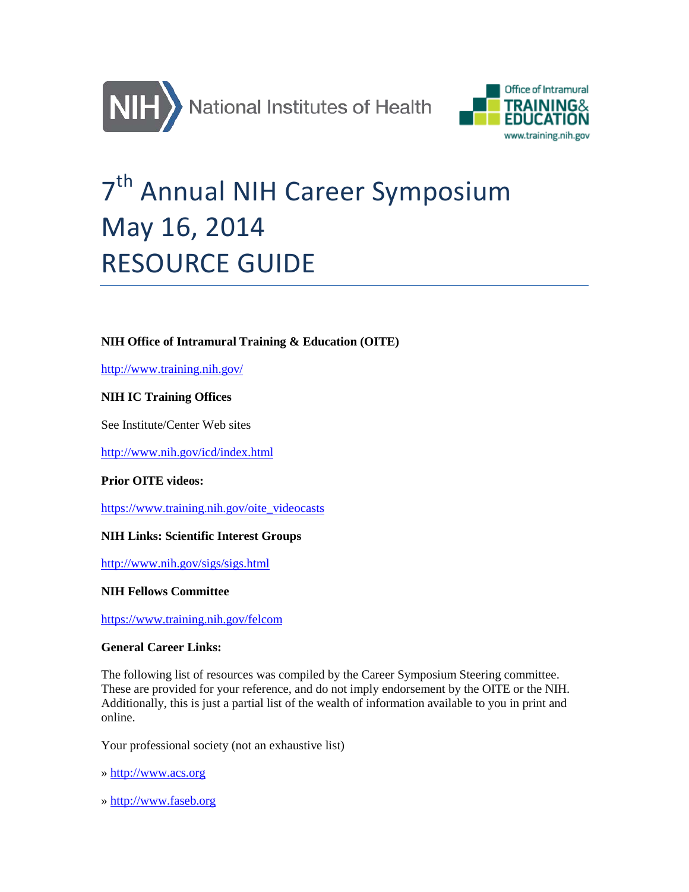# 7th Annual NIH Career Symposium
# May 16, 2014
# RESOURCE GUIDE

**NIH Office of Intramural Training & Education (OITE)**

http://www.training.nih.gov/

**NIH IC Training Offices**

See Institute/Center Web sites

http://www.nih.gov/icd/index.html

**Prior OITE videos:**

https://www.training.nih.gov/oite_videocasts

**NIH Links: Scientific Interest Groups**

http://www.nih.gov/sigs/sigs.html

**NIH Fellows Committee**

https://www.training.nih.gov/felcom

**General Career Links:**

The following list of resources was compiled by the Career Symposium Steering committee. These are provided for your reference, and do not imply endorsement by the OITE or the NIH. Additionally, this is just a partial list of the wealth of information available to you in print and online.

Your professional society (not an exhaustive list)

» http://www.acs.org

» http://www.faseb.org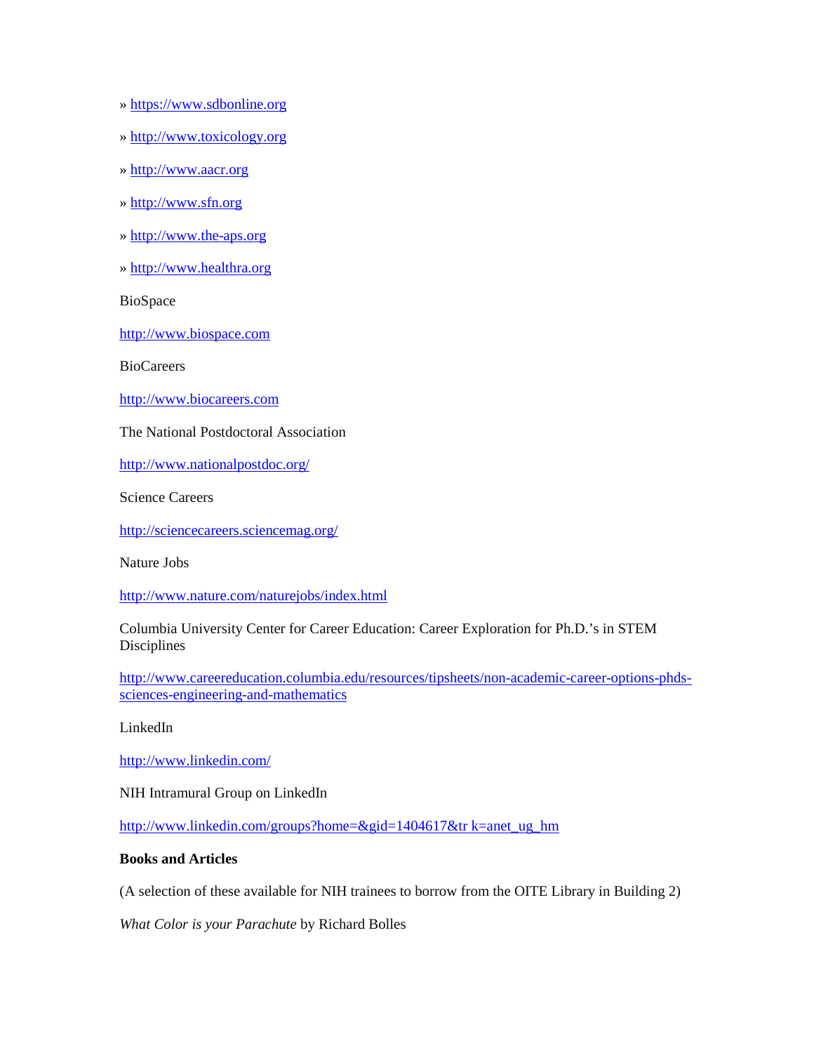» https://www.sdbonline.org

» http://www.toxicology.org

» http://www.aacr.org

» http://www.sfn.org

» http://www.the-aps.org

» http://www.healthra.org

BioSpace

http://www.biospace.com

BioCareers

http://www.biocareers.com

The National Postdoctoral Association

http://www.nationalpostdoc.org/

Science Careers

http://sciencecareers.sciencemag.org/

Nature Jobs

http://www.nature.com/naturejobs/index.html

Columbia University Center for Career Education: Career Exploration for Ph.D.'s in STEM Disciplines

http://www.careereducation.columbia.edu/resources/tipsheets/non-academic-career-options-phds-sciences-engineering-and-mathematics

LinkedIn

http://www.linkedin.com/

NIH Intramural Group on LinkedIn

http://www.linkedin.com/groups?home=&gid=1404617&tr k=anet_ug_hm

**Books and Articles**

(A selection of these available for NIH trainees to borrow from the OITE Library in Building 2)

*What Color is your Parachute* by Richard Bolles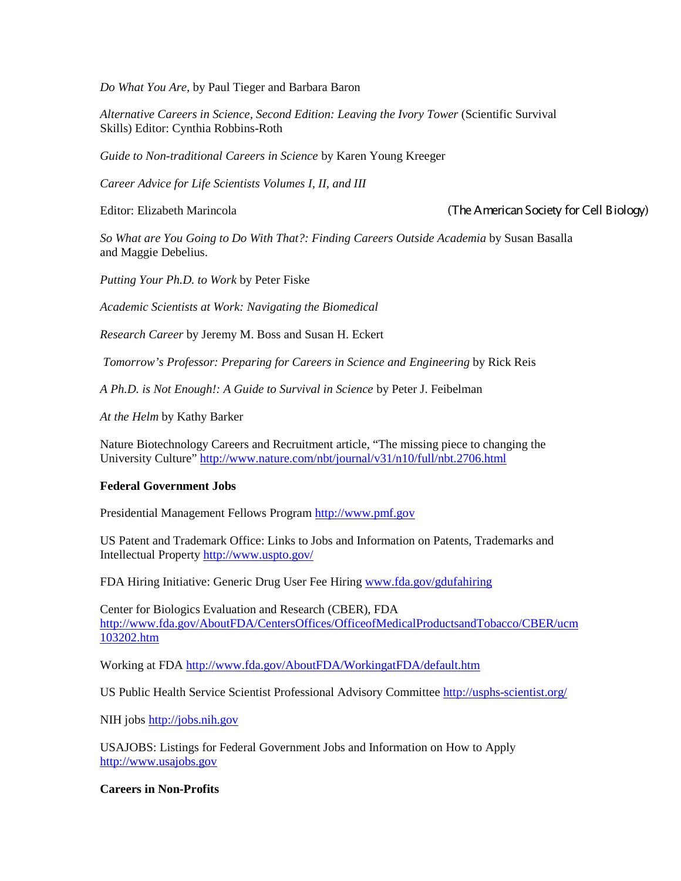*Do What You Are*, by Paul Tieger and Barbara Baron

*Alternative Careers in Science, Second Edition: Leaving the Ivory Tower* (Scientific Survival Skills) Editor: Cynthia Robbins-Roth

*Guide to Non-traditional Careers in Science* by Karen Young Kreeger

*Career Advice for Life Scientists Volumes I, II, and III*

Editor: Elizabeth Marincola (The American Society for Cell Biology)

*So What are You Going to Do With That?: Finding Careers Outside Academia* by Susan Basalla and Maggie Debelius.

*Putting Your Ph.D. to Work* by Peter Fiske

*Academic Scientists at Work: Navigating the Biomedical*

*Research Career* by Jeremy M. Boss and Susan H. Eckert

*Tomorrow's Professor: Preparing for Careers in Science and Engineering* by Rick Reis

*A Ph.D. is Not Enough!: A Guide to Survival in Science* by Peter J. Feibelman

*At the Helm* by Kathy Barker

Nature Biotechnology Careers and Recruitment article, "The missing piece to changing the University Culture" http://www.nature.com/nbt/journal/v31/n10/full/nbt.2706.html

**Federal Government Jobs**

Presidential Management Fellows Program http://www.pmf.gov

US Patent and Trademark Office: Links to Jobs and Information on Patents, Trademarks and Intellectual Property http://www.uspto.gov/

FDA Hiring Initiative: Generic Drug User Fee Hiring www.fda.gov/gdufahiring

Center for Biologics Evaluation and Research (CBER), FDA http://www.fda.gov/AboutFDA/CentersOffices/OfficeofMedicalProductsandTobacco/CBER/ucm103202.htm

Working at FDA http://www.fda.gov/AboutFDA/WorkingatFDA/default.htm

US Public Health Service Scientist Professional Advisory Committee http://usphs-scientist.org/

NIH jobs http://jobs.nih.gov

USAJOBS: Listings for Federal Government Jobs and Information on How to Apply http://www.usajobs.gov

**Careers in Non-Profits**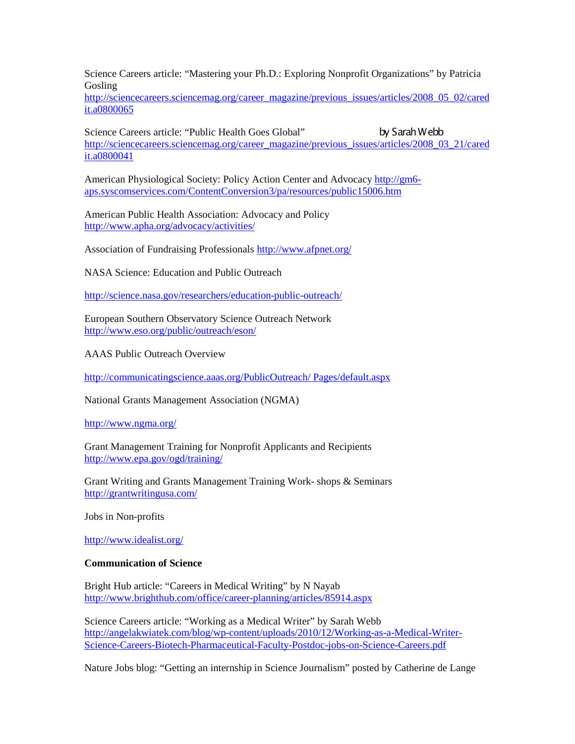Science Careers article: “Mastering your Ph.D.: Exploring Nonprofit Organizations” by Patricia Gosling
http://sciencecareers.sciencemag.org/career_magazine/previous_issues/articles/2008_05_02/caredit.a0800065

Science Careers article: “Public Health Goes Global” by Sarah Webb
http://sciencecareers.sciencemag.org/career_magazine/previous_issues/articles/2008_03_21/caredit.a0800041

American Physiological Society: Policy Action Center and Advocacy http://gm6-aps.syscomservices.com/ContentConversion3/pa/resources/public15006.htm

American Public Health Association: Advocacy and Policy
http://www.apha.org/advocacy/activities/

Association of Fundraising Professionals http://www.afpnet.org/

NASA Science: Education and Public Outreach

http://science.nasa.gov/researchers/education-public-outreach/

European Southern Observatory Science Outreach Network
http://www.eso.org/public/outreach/eson/

AAAS Public Outreach Overview

http://communicatingscience.aaas.org/PublicOutreach/ Pages/default.aspx

National Grants Management Association (NGMA)

http://www.ngma.org/

Grant Management Training for Nonprofit Applicants and Recipients
http://www.epa.gov/ogd/training/

Grant Writing and Grants Management Training Work- shops & Seminars
http://grantwritingusa.com/

Jobs in Non-profits

http://www.idealist.org/

**Communication of Science**

Bright Hub article: “Careers in Medical Writing” by N Nayab
http://www.brighthub.com/office/career-planning/articles/85914.aspx

Science Careers article: “Working as a Medical Writer” by Sarah Webb
http://angelakwiatek.com/blog/wp-content/uploads/2010/12/Working-as-a-Medical-Writer-Science-Careers-Biotech-Pharmaceutical-Faculty-Postdoc-jobs-on-Science-Careers.pdf

Nature Jobs blog: “Getting an internship in Science Journalism” posted by Catherine de Lange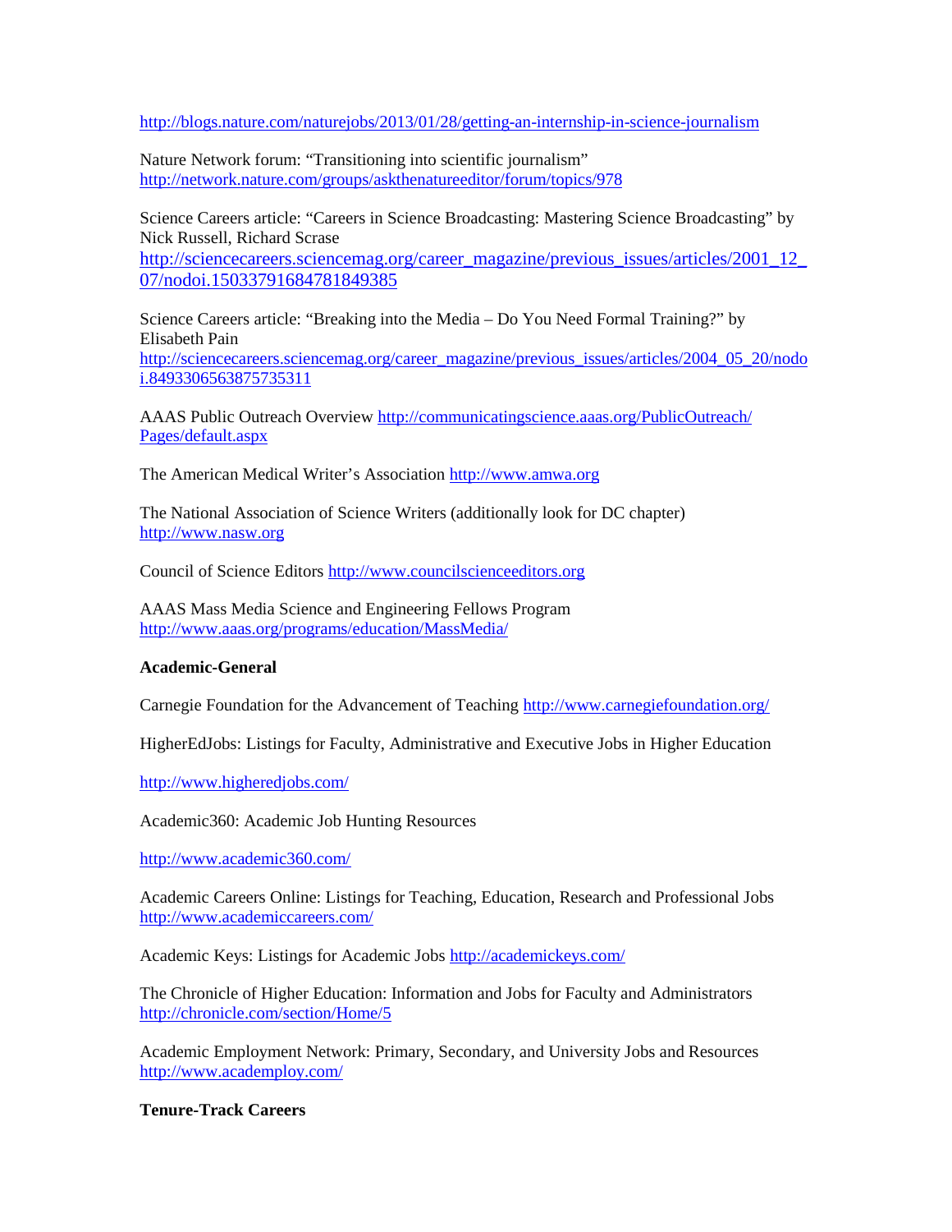http://blogs.nature.com/naturejobs/2013/01/28/getting-an-internship-in-science-journalism

Nature Network forum: "Transitioning into scientific journalism"
http://network.nature.com/groups/askthenatureeditor/forum/topics/978

Science Careers article: "Careers in Science Broadcasting: Mastering Science Broadcasting" by Nick Russell, Richard Scrase
http://sciencecareers.sciencemag.org/career_magazine/previous_issues/articles/2001_12_07/nodoi.15033791684781849385

Science Careers article: "Breaking into the Media – Do You Need Formal Training?" by Elisabeth Pain
http://sciencecareers.sciencemag.org/career_magazine/previous_issues/articles/2004_05_20/nodoi.8493306563875735311

AAAS Public Outreach Overview http://communicatingscience.aaas.org/PublicOutreach/Pages/default.aspx

The American Medical Writer's Association http://www.amwa.org

The National Association of Science Writers (additionally look for DC chapter)
http://www.nasw.org

Council of Science Editors http://www.councilscienceeditors.org

AAAS Mass Media Science and Engineering Fellows Program
http://www.aaas.org/programs/education/MassMedia/

**Academic-General**

Carnegie Foundation for the Advancement of Teaching http://www.carnegiefoundation.org/

HigherEdJobs: Listings for Faculty, Administrative and Executive Jobs in Higher Education

http://www.higheredjobs.com/

Academic360: Academic Job Hunting Resources

http://www.academic360.com/

Academic Careers Online: Listings for Teaching, Education, Research and Professional Jobs
http://www.academiccareers.com/

Academic Keys: Listings for Academic Jobs http://academickeys.com/

The Chronicle of Higher Education: Information and Jobs for Faculty and Administrators
http://chronicle.com/section/Home/5

Academic Employment Network: Primary, Secondary, and University Jobs and Resources
http://www.academploy.com/

**Tenure-Track Careers**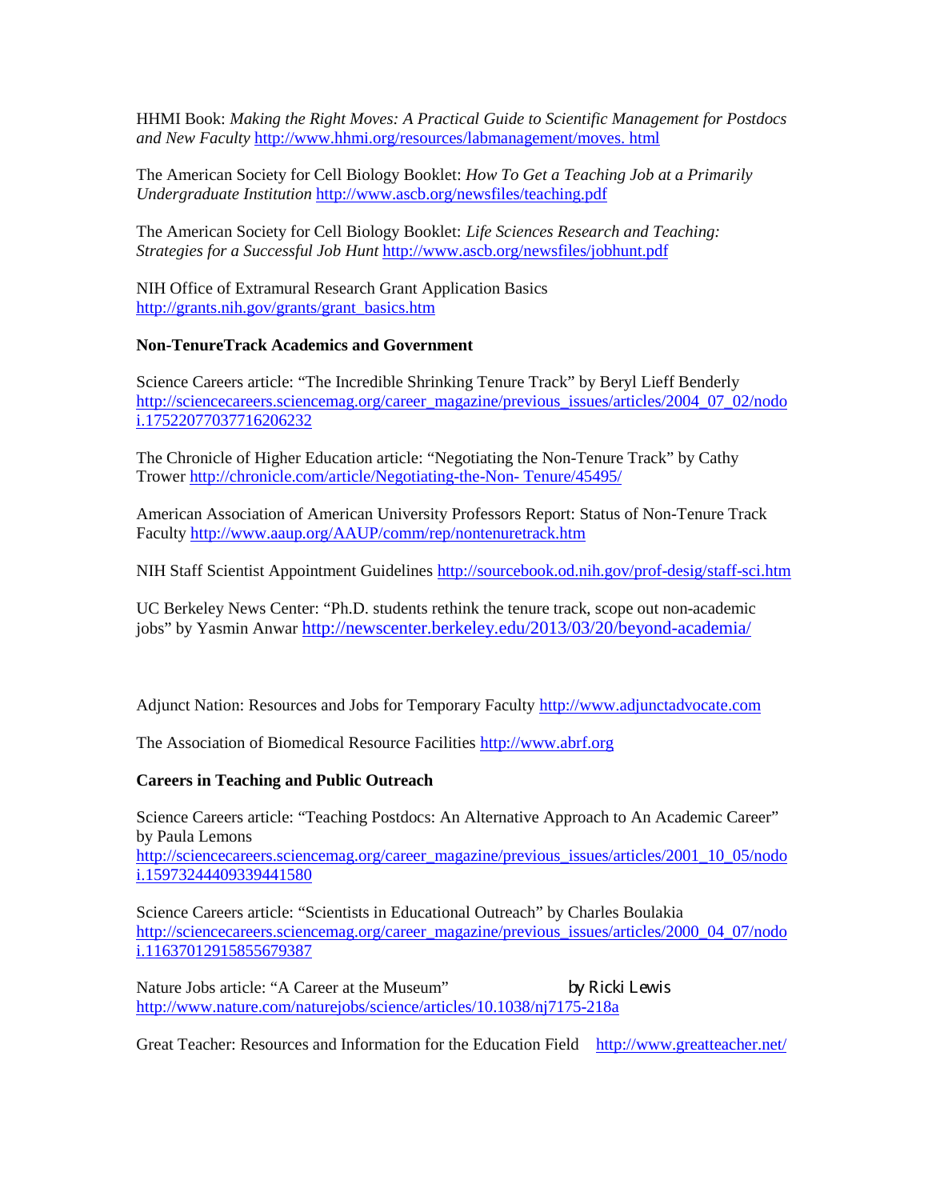HHMI Book: *Making the Right Moves: A Practical Guide to Scientific Management for Postdocs and New Faculty* http://www.hhmi.org/resources/labmanagement/moves. html

The American Society for Cell Biology Booklet: *How To Get a Teaching Job at a Primarily Undergraduate Institution* http://www.ascb.org/newsfiles/teaching.pdf

The American Society for Cell Biology Booklet: *Life Sciences Research and Teaching: Strategies for a Successful Job Hunt* http://www.ascb.org/newsfiles/jobhunt.pdf

NIH Office of Extramural Research Grant Application Basics http://grants.nih.gov/grants/grant_basics.htm

**Non-TenureTrack Academics and Government**

Science Careers article: “The Incredible Shrinking Tenure Track” by Beryl Lieff Benderly http://sciencecareers.sciencemag.org/career_magazine/previous_issues/articles/2004_07_02/nodoi.17522077037716206232

The Chronicle of Higher Education article: “Negotiating the Non-Tenure Track” by Cathy Trower http://chronicle.com/article/Negotiating-the-Non- Tenure/45495/

American Association of American University Professors Report: Status of Non-Tenure Track Faculty http://www.aaup.org/AAUP/comm/rep/nontenuretrack.htm

NIH Staff Scientist Appointment Guidelines http://sourcebook.od.nih.gov/prof-desig/staff-sci.htm

UC Berkeley News Center: “Ph.D. students rethink the tenure track, scope out non-academic jobs” by Yasmin Anwar http://newscenter.berkeley.edu/2013/03/20/beyond-academia/

Adjunct Nation: Resources and Jobs for Temporary Faculty http://www.adjunctadvocate.com

The Association of Biomedical Resource Facilities http://www.abrf.org

**Careers in Teaching and Public Outreach**

Science Careers article: “Teaching Postdocs: An Alternative Approach to An Academic Career” by Paula Lemons http://sciencecareers.sciencemag.org/career_magazine/previous_issues/articles/2001_10_05/nodoi.15973244409339441580

Science Careers article: “Scientists in Educational Outreach” by Charles Boulakia http://sciencecareers.sciencemag.org/career_magazine/previous_issues/articles/2000_04_07/nodoi.11637012915855679387

Nature Jobs article: “A Career at the Museum” by Ricki Lewis http://www.nature.com/naturejobs/science/articles/10.1038/nj7175-218a

Great Teacher: Resources and Information for the Education Field http://www.greatteacher.net/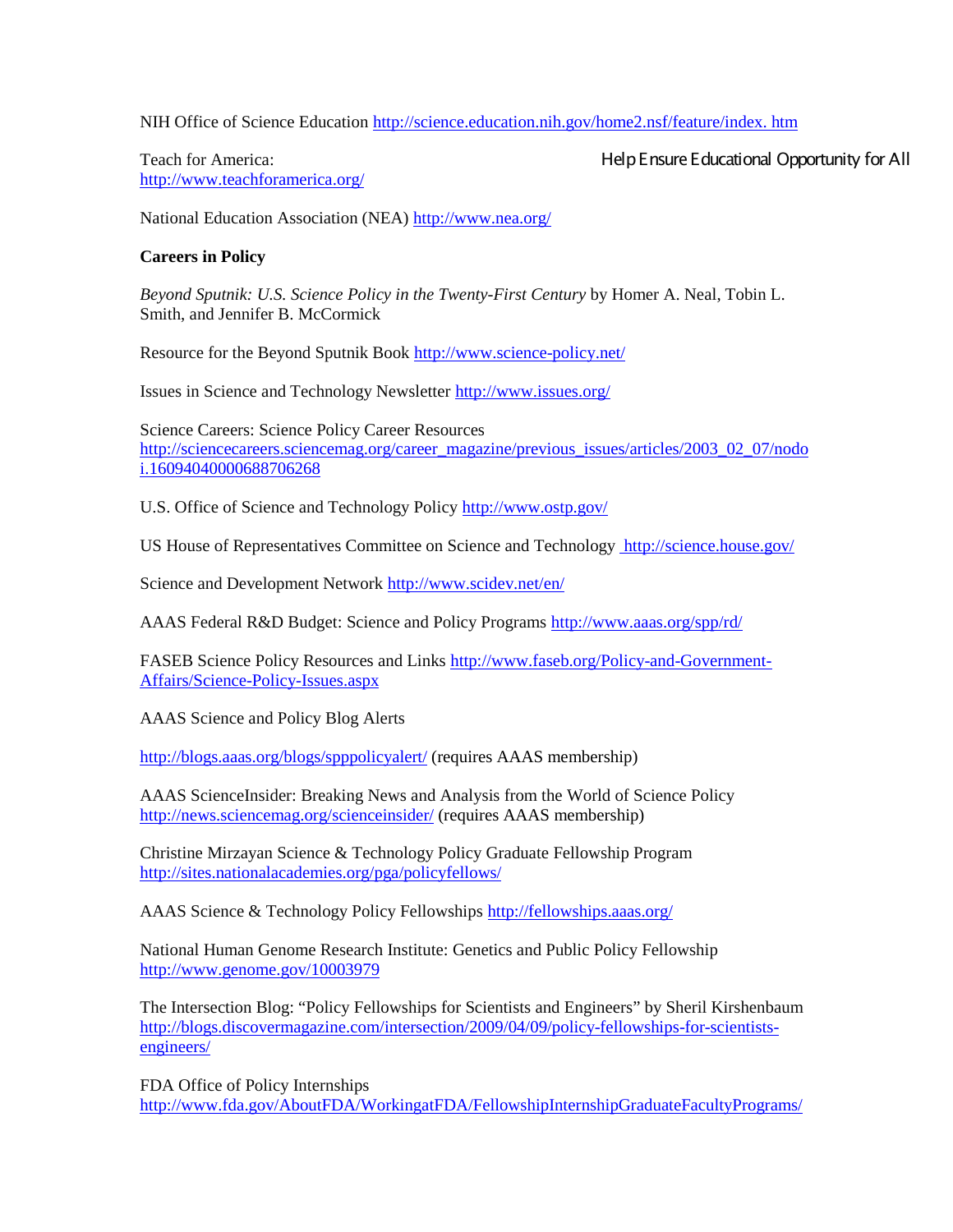NIH Office of Science Education http://science.education.nih.gov/home2.nsf/feature/index. htm

Teach for America: http://www.teachforamerica.org/ Help Ensure Educational Opportunity for All

National Education Association (NEA) http://www.nea.org/

**Careers in Policy**

*Beyond Sputnik: U.S. Science Policy in the Twenty-First Century* by Homer A. Neal, Tobin L. Smith, and Jennifer B. McCormick

Resource for the Beyond Sputnik Book http://www.science-policy.net/

Issues in Science and Technology Newsletter http://www.issues.org/

Science Careers: Science Policy Career Resources http://sciencecareers.sciencemag.org/career_magazine/previous_issues/articles/2003_02_07/nodoi.16094040000688706268

U.S. Office of Science and Technology Policy http://www.ostp.gov/

US House of Representatives Committee on Science and Technology http://science.house.gov/

Science and Development Network http://www.scidev.net/en/

AAAS Federal R&D Budget: Science and Policy Programs http://www.aaas.org/spp/rd/

FASEB Science Policy Resources and Links http://www.faseb.org/Policy-and-Government-Affairs/Science-Policy-Issues.aspx

AAAS Science and Policy Blog Alerts

http://blogs.aaas.org/blogs/spppolicyalert/ (requires AAAS membership)

AAAS ScienceInsider: Breaking News and Analysis from the World of Science Policy http://news.sciencemag.org/scienceinsider/ (requires AAAS membership)

Christine Mirzayan Science & Technology Policy Graduate Fellowship Program http://sites.nationalacademies.org/pga/policyfellows/

AAAS Science & Technology Policy Fellowships http://fellowships.aaas.org/

National Human Genome Research Institute: Genetics and Public Policy Fellowship http://www.genome.gov/10003979

The Intersection Blog: "Policy Fellowships for Scientists and Engineers" by Sheril Kirshenbaum http://blogs.discovermagazine.com/intersection/2009/04/09/policy-fellowships-for-scientists-engineers/

FDA Office of Policy Internships http://www.fda.gov/AboutFDA/WorkingatFDA/FellowshipInternshipGraduateFacultyPrograms/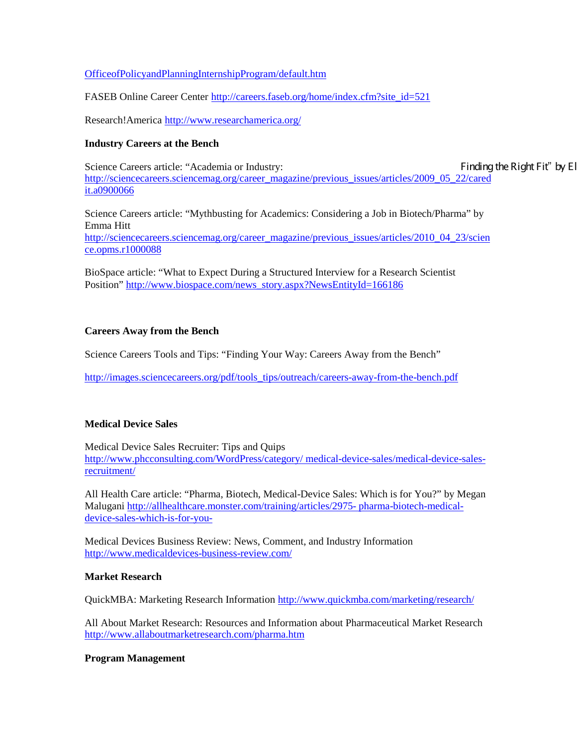OfficeofPolicyandPlanningInternshipProgram/default.htm

FASEB Online Career Center http://careers.faseb.org/home/index.cfm?site_id=521

Research!America http://www.researchamerica.org/

**Industry Careers at the Bench**

Science Careers article: "Academia or Industry: Finding the Right Fit" by El http://sciencecareers.sciencemag.org/career_magazine/previous_issues/articles/2009_05_22/caredit.a0900066

Science Careers article: "Mythbusting for Academics: Considering a Job in Biotech/Pharma" by Emma Hitt http://sciencecareers.sciencemag.org/career_magazine/previous_issues/articles/2010_04_23/science.opms.r1000088

BioSpace article: "What to Expect During a Structured Interview for a Research Scientist Position" http://www.biospace.com/news_story.aspx?NewsEntityId=166186

**Careers Away from the Bench**

Science Careers Tools and Tips: "Finding Your Way: Careers Away from the Bench"

http://images.sciencecareers.org/pdf/tools_tips/outreach/careers-away-from-the-bench.pdf

**Medical Device Sales**

Medical Device Sales Recruiter: Tips and Quips http://www.phcconsulting.com/WordPress/category/ medical-device-sales/medical-device-sales-recruitment/

All Health Care article: "Pharma, Biotech, Medical-Device Sales: Which is for You?" by Megan Malugani http://allhealthcare.monster.com/training/articles/2975- pharma-biotech-medical-device-sales-which-is-for-you-

Medical Devices Business Review: News, Comment, and Industry Information http://www.medicaldevices-business-review.com/

**Market Research**

QuickMBA: Marketing Research Information http://www.quickmba.com/marketing/research/

All About Market Research: Resources and Information about Pharmaceutical Market Research http://www.allaboutmarketresearch.com/pharma.htm

**Program Management**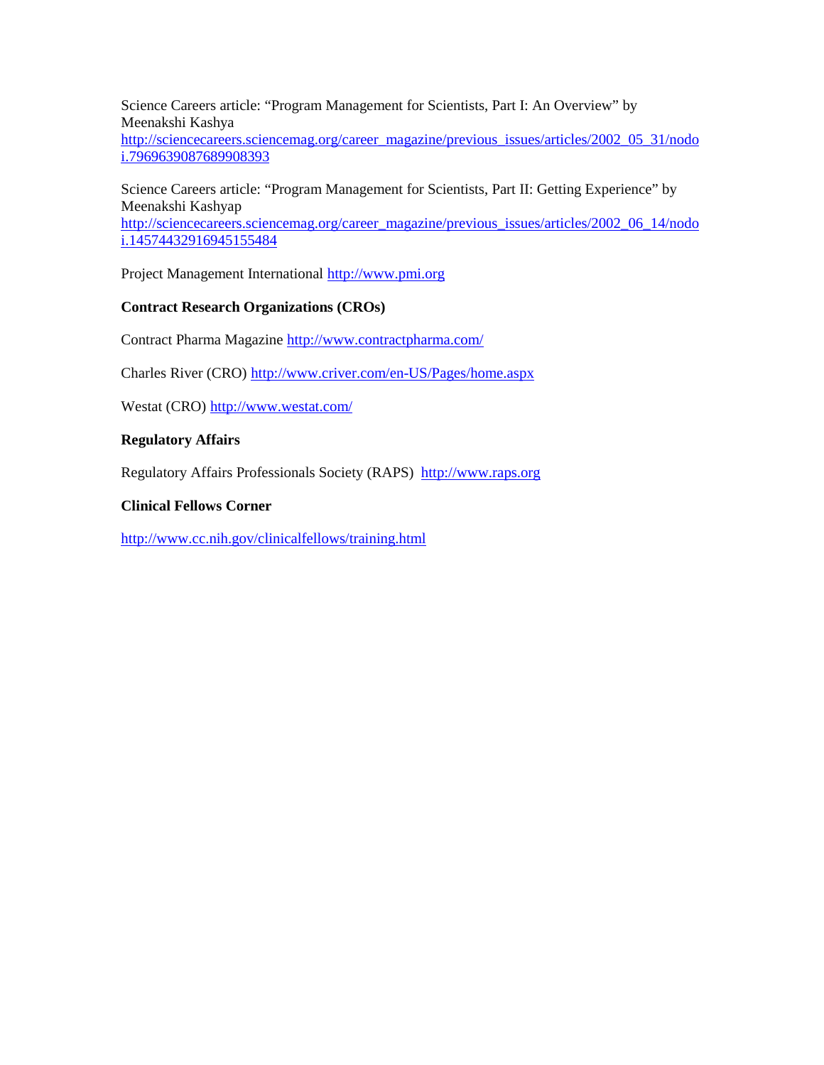Science Careers article: “Program Management for Scientists, Part I: An Overview” by Meenakshi Kashya
http://sciencecareers.sciencemag.org/career_magazine/previous_issues/articles/2002_05_31/nodoi.7969639087689908393

Science Careers article: “Program Management for Scientists, Part II: Getting Experience” by Meenakshi Kashyap
http://sciencecareers.sciencemag.org/career_magazine/previous_issues/articles/2002_06_14/nodoi.14574432916945155484

Project Management International http://www.pmi.org

**Contract Research Organizations (CROs)**

Contract Pharma Magazine http://www.contractpharma.com/

Charles River (CRO) http://www.criver.com/en-US/Pages/home.aspx

Westat (CRO) http://www.westat.com/

**Regulatory Affairs**

Regulatory Affairs Professionals Society (RAPS) http://www.raps.org

**Clinical Fellows Corner**

http://www.cc.nih.gov/clinicalfellows/training.html